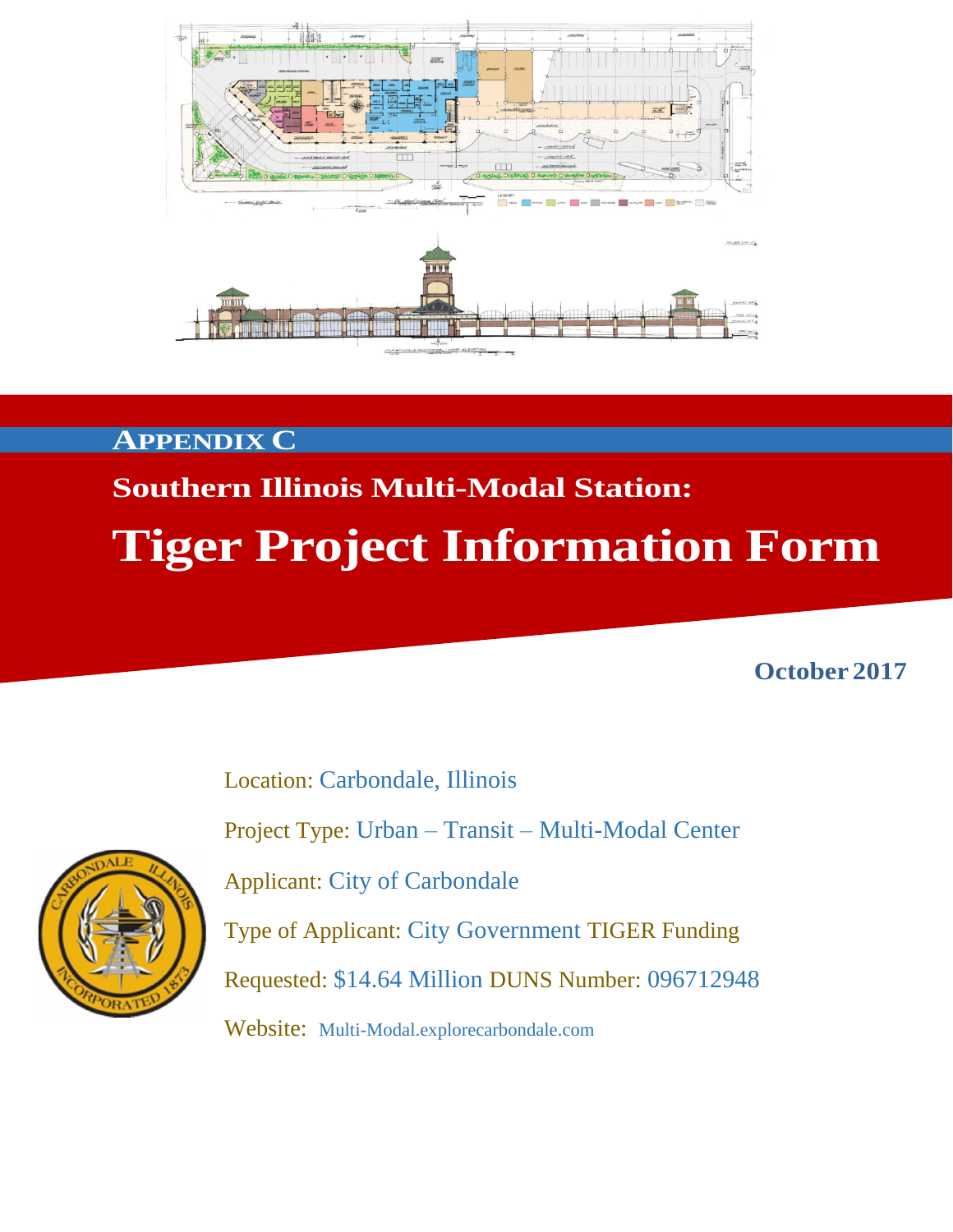# APPENDIX C

## Southern Illinois Multi-Modal Station:

# Tiger Project Information Form

**October 2017**

Location: Carbondale, Illinois

Project Type: Urban – Transit – Multi-Modal Center

Applicant: City of Carbondale

Type of Applicant: City Government TIGER Funding

Requested: $14.64 Million DUNS Number: 096712948

Website: Multi-Modal.explorecarbondale.com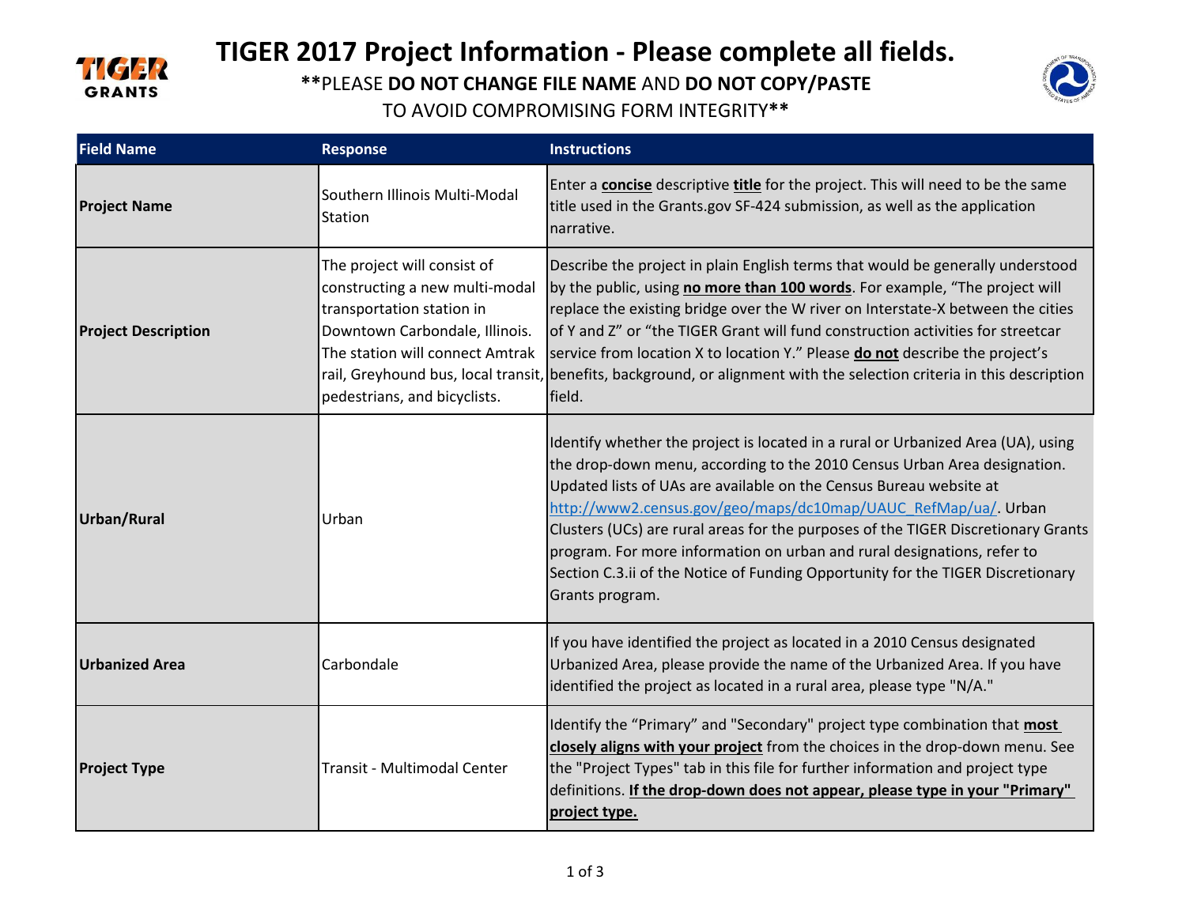# TIGER 2017 Project Information - Please complete all fields.

**PLEASE DO NOT CHANGE FILE NAME AND DO NOT COPY/PASTE TO AVOID COMPROMISING FORM INTEGRITY**

| Field Name | Response | Instructions |
| --- | --- | --- |
| **Project Name** | Southern Illinois Multi-Modal Station | Enter a **concise** descriptive **title** for the project. This will need to be the same title used in the Grants.gov SF-424 submission, as well as the application narrative. |
| **Project Description** | The project will consist of constructing a new multi-modal transportation station in Downtown Carbondale, Illinois. The station will connect Amtrak rail, Greyhound bus, local transit, pedestrians, and bicyclists. | Describe the project in plain English terms that would be generally understood by the public, using **no more than 100 words**. For example, "The project will replace the existing bridge over the W river on Interstate-X between the cities of Y and Z" or "the TIGER Grant will fund construction activities for streetcar service from location X to location Y." Please **do not** describe the project's benefits, background, or alignment with the selection criteria in this description field. |
| **Urban/Rural** | Urban | Identify whether the project is located in a rural or Urbanized Area (UA), using the drop-down menu, according to the 2010 Census Urban Area designation. Updated lists of UAs are available on the Census Bureau website at http://www2.census.gov/geo/maps/dc10map/UAUC_RefMap/ua/. Urban Clusters (UCs) are rural areas for the purposes of the TIGER Discretionary Grants program. For more information on urban and rural designations, refer to Section C.3.ii of the Notice of Funding Opportunity for the TIGER Discretionary Grants program. |
| **Urbanized Area** | Carbondale | If you have identified the project as located in a 2010 Census designated Urbanized Area, please provide the name of the Urbanized Area. If you have identified the project as located in a rural area, please type "N/A." |
| **Project Type** | Transit - Multimodal Center | Identify the "Primary" and "Secondary" project type combination that **most closely aligns with your project** from the choices in the drop-down menu. See the "Project Types" tab in this file for further information and project type definitions. **If the drop-down does not appear, please type in your "Primary" project type.** |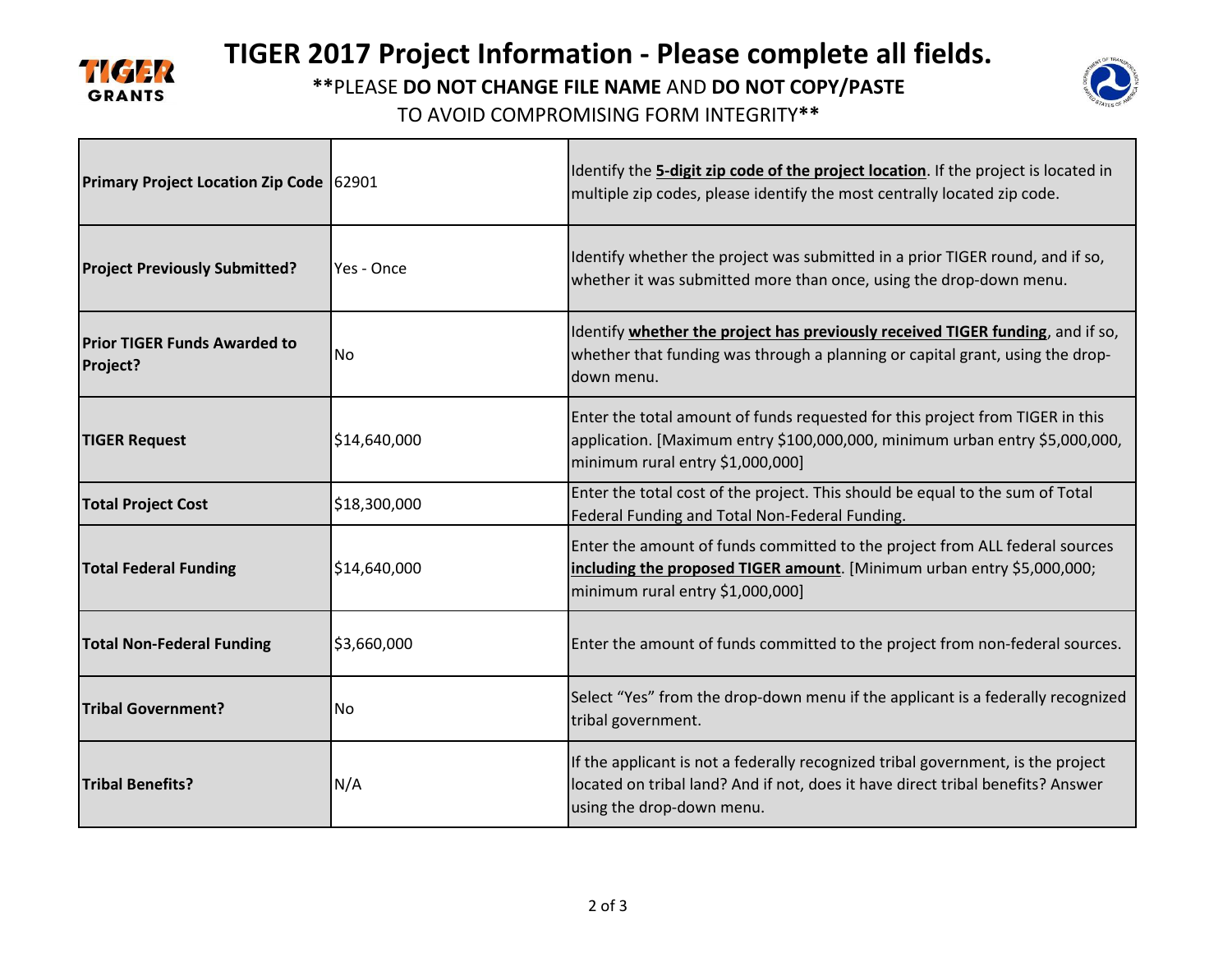# TIGER 2017 Project Information - Please complete all fields.

**PLEASE **DO NOT CHANGE FILE NAME** AND **DO NOT COPY/PASTE** TO AVOID COMPROMISING FORM INTEGRITY**

| | | |
|---|---|---|
| **Primary Project Location Zip Code** | 62901 | Identify the **5-digit zip code of the project location**. If the project is located in multiple zip codes, please identify the most centrally located zip code. |
| **Project Previously Submitted?** | Yes - Once | Identify whether the project was submitted in a prior TIGER round, and if so, whether it was submitted more than once, using the drop-down menu. |
| **Prior TIGER Funds Awarded to Project?** | No | Identify **whether the project has previously received TIGER funding**, and if so, whether that funding was through a planning or capital grant, using the drop-down menu. |
| **TIGER Request** | $14,640,000 | Enter the total amount of funds requested for this project from TIGER in this application. [Maximum entry $100,000,000, minimum urban entry $5,000,000, minimum rural entry $1,000,000] |
| **Total Project Cost** | $18,300,000 | Enter the total cost of the project. This should be equal to the sum of Total Federal Funding and Total Non-Federal Funding. |
| **Total Federal Funding** | $14,640,000 | Enter the amount of funds committed to the project from ALL federal sources **including the proposed TIGER amount**. [Minimum urban entry $5,000,000; minimum rural entry $1,000,000] |
| **Total Non-Federal Funding** | $3,660,000 | Enter the amount of funds committed to the project from non-federal sources. |
| **Tribal Government?** | No | Select "Yes" from the drop-down menu if the applicant is a federally recognized tribal government. |
| **Tribal Benefits?** | N/A | If the applicant is not a federally recognized tribal government, is the project located on tribal land? And if not, does it have direct tribal benefits? Answer using the drop-down menu. |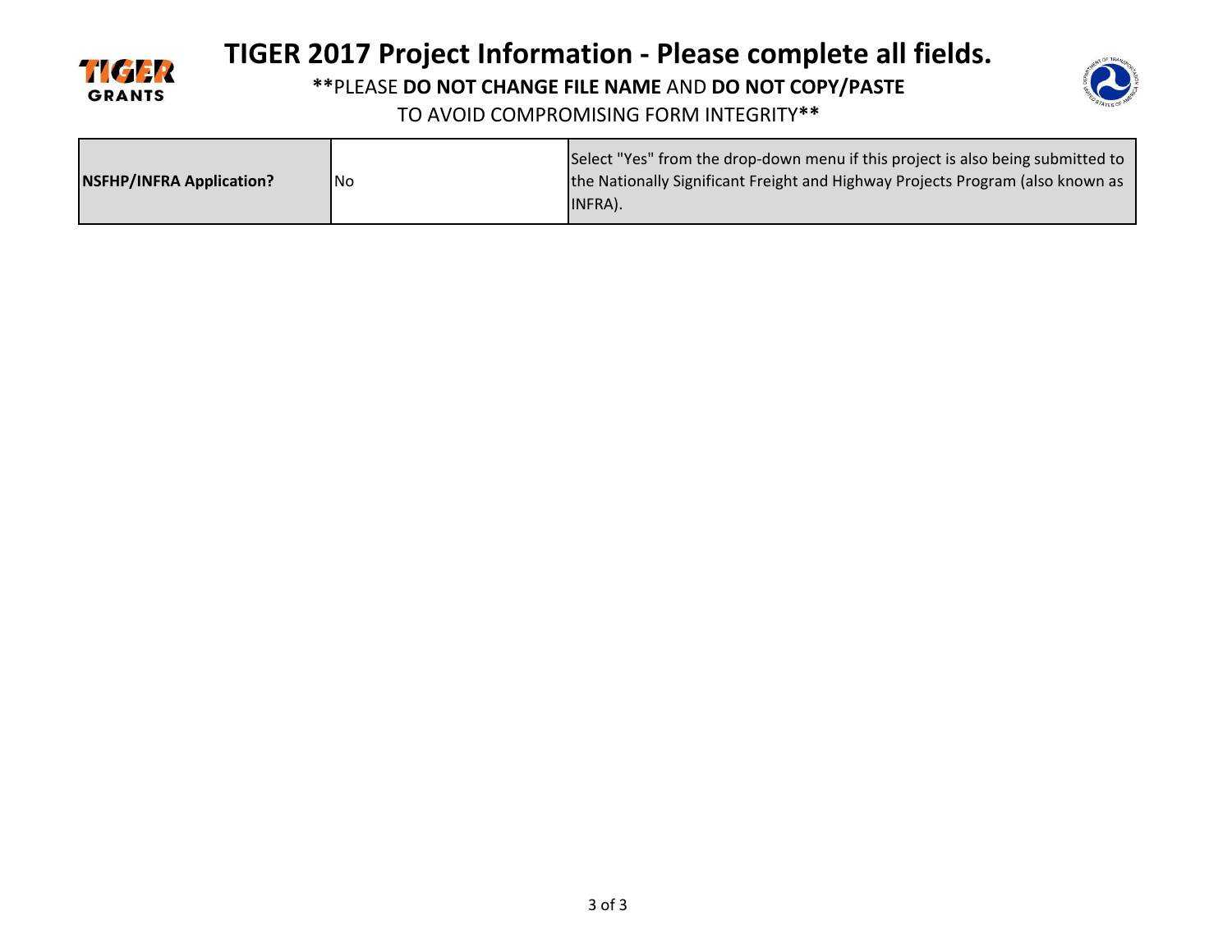# TIGER 2017 Project Information - Please complete all fields.

**PLEASE **DO NOT CHANGE FILE NAME** AND **DO NOT COPY/PASTE** TO AVOID COMPROMISING FORM INTEGRITY**

| | | |
|---|---|---|
| **NSFHP/INFRA Application?** | No | Select "Yes" from the drop-down menu if this project is also being submitted to the Nationally Significant Freight and Highway Projects Program (also known as INFRA). |